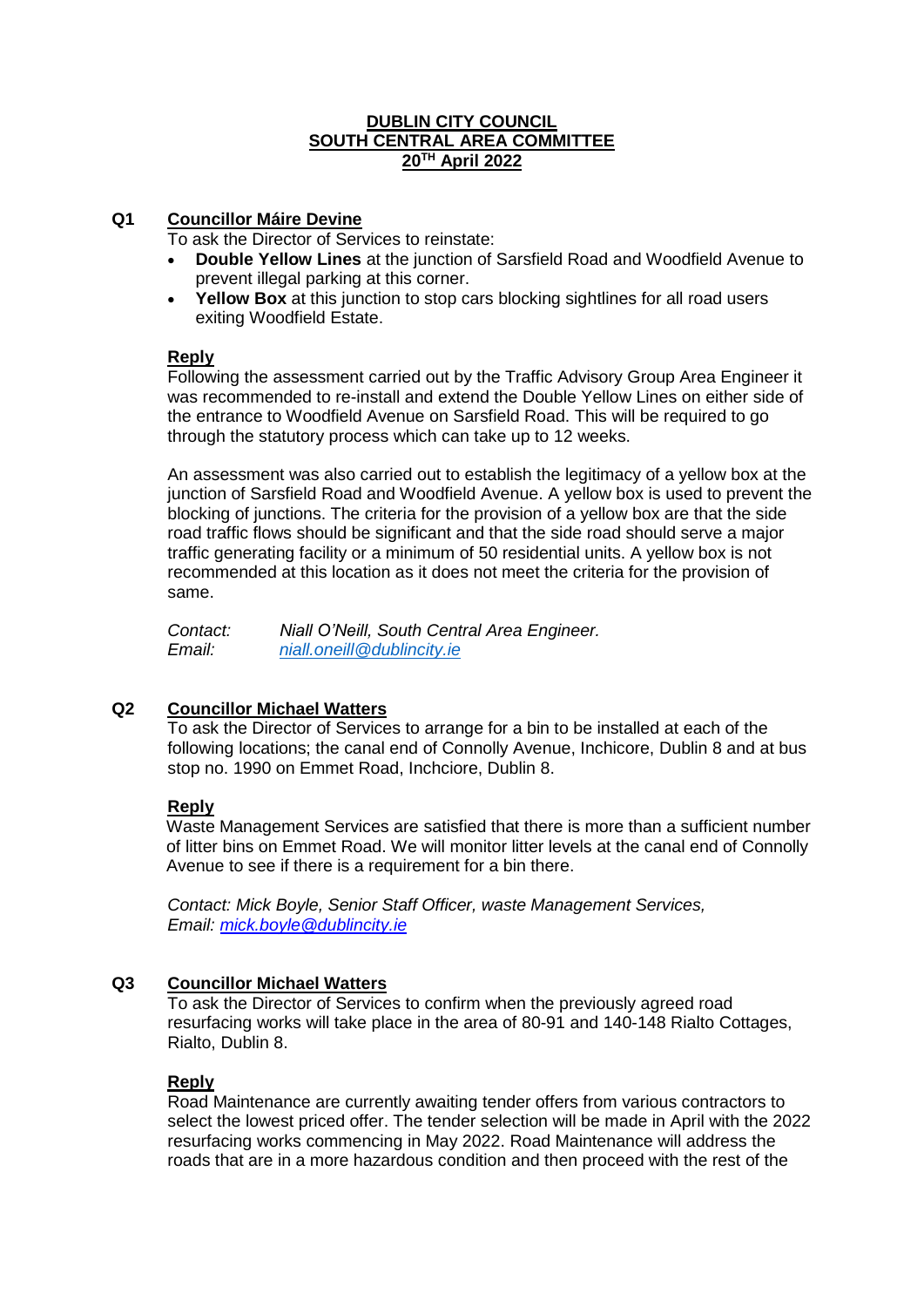**DUBLIN CITY COUNCIL**
**SOUTH CENTRAL AREA COMMITTEE**
**20TH April 2022**

**Q1 Councillor Máire Devine**

To ask the Director of Services to reinstate:

- **Double Yellow Lines** at the junction of Sarsfield Road and Woodfield Avenue to prevent illegal parking at this corner.
- **Yellow Box** at this junction to stop cars blocking sightlines for all road users exiting Woodfield Estate.

**Reply**

Following the assessment carried out by the Traffic Advisory Group Area Engineer it was recommended to re-install and extend the Double Yellow Lines on either side of the entrance to Woodfield Avenue on Sarsfield Road. This will be required to go through the statutory process which can take up to 12 weeks.

An assessment was also carried out to establish the legitimacy of a yellow box at the junction of Sarsfield Road and Woodfield Avenue. A yellow box is used to prevent the blocking of junctions. The criteria for the provision of a yellow box are that the side road traffic flows should be significant and that the side road should serve a major traffic generating facility or a minimum of 50 residential units. A yellow box is not recommended at this location as it does not meet the criteria for the provision of same.

*Contact: Niall O'Neill, South Central Area Engineer.*
*Email: niall.oneill@dublincity.ie*

**Q2 Councillor Michael Watters**

To ask the Director of Services to arrange for a bin to be installed at each of the following locations; the canal end of Connolly Avenue, Inchicore, Dublin 8 and at bus stop no. 1990 on Emmet Road, Inchciore, Dublin 8.

**Reply**

Waste Management Services are satisfied that there is more than a sufficient number of litter bins on Emmet Road. We will monitor litter levels at the canal end of Connolly Avenue to see if there is a requirement for a bin there.

*Contact: Mick Boyle, Senior Staff Officer, waste Management Services,*
*Email: mick.boyle@dublincity.ie*

**Q3 Councillor Michael Watters**

To ask the Director of Services to confirm when the previously agreed road resurfacing works will take place in the area of 80-91 and 140-148 Rialto Cottages, Rialto, Dublin 8.

**Reply**

Road Maintenance are currently awaiting tender offers from various contractors to select the lowest priced offer. The tender selection will be made in April with the 2022 resurfacing works commencing in May 2022. Road Maintenance will address the roads that are in a more hazardous condition and then proceed with the rest of the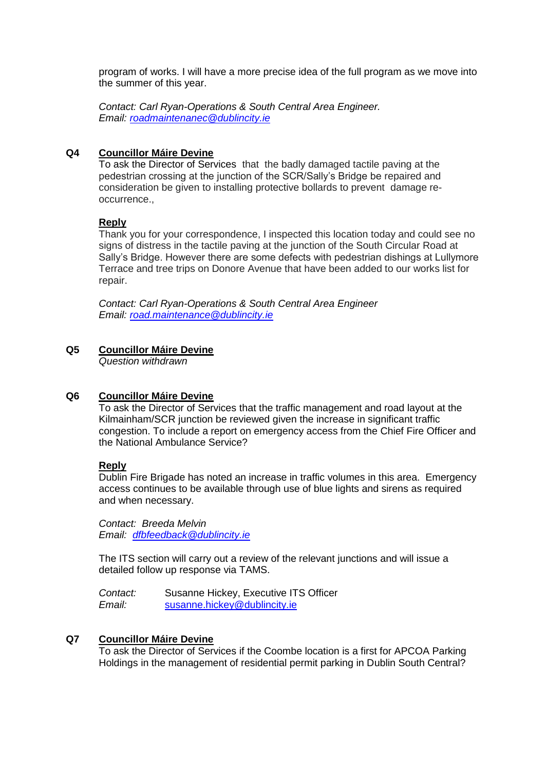program of works. I will have a more precise idea of the full program as we move into the summer of this year.

*Contact: Carl Ryan-Operations & South Central Area Engineer.*
*Email: [roadmaintenanec@dublincity.ie](mailto:roadmaintenanec@dublincity.ie)*

**Q4** **Councillor Máire Devine**

To ask the Director of Services that the badly damaged tactile paving at the pedestrian crossing at the junction of the SCR/Sally's Bridge be repaired and consideration be given to installing protective bollards to prevent damage re-occurrence.,

**Reply**

Thank you for your correspondence, I inspected this location today and could see no signs of distress in the tactile paving at the junction of the South Circular Road at Sally's Bridge. However there are some defects with pedestrian dishings at Lullymore Terrace and tree trips on Donore Avenue that have been added to our works list for repair.

*Contact: Carl Ryan-Operations & South Central Area Engineer*
*Email: [road.maintenance@dublincity.ie](mailto:road.maintenance@dublincity.ie)*

**Q5** **Councillor Máire Devine**

*Question withdrawn*

**Q6** **Councillor Máire Devine**

To ask the Director of Services that the traffic management and road layout at the Kilmainham/SCR junction be reviewed given the increase in significant traffic congestion. To include a report on emergency access from the Chief Fire Officer and the National Ambulance Service?

**Reply**

Dublin Fire Brigade has noted an increase in traffic volumes in this area. Emergency access continues to be available through use of blue lights and sirens as required and when necessary.

*Contact: Breeda Melvin*
*Email: [dfbfeedback@dublincity.ie](mailto:dfbfeedback@dublincity.ie)*

The ITS section will carry out a review of the relevant junctions and will issue a detailed follow up response via TAMS.

*Contact:* Susanne Hickey, Executive ITS Officer
*Email:* [susanne.hickey@dublincity.ie](mailto:susanne.hickey@dublincity.ie)

**Q7** **Councillor Máire Devine**

To ask the Director of Services if the Coombe location is a first for APCOA Parking Holdings in the management of residential permit parking in Dublin South Central?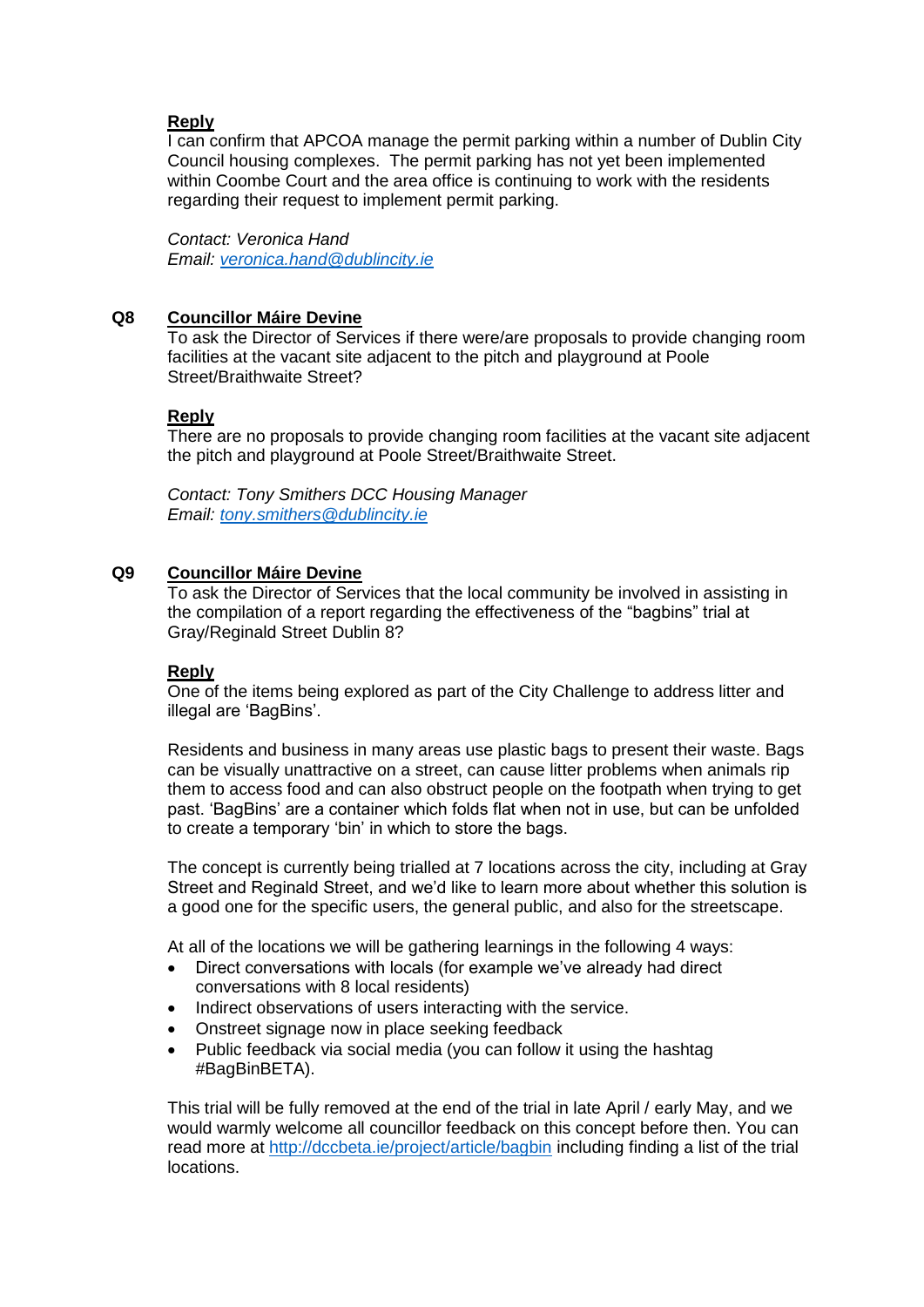**Reply**

I can confirm that APCOA manage the permit parking within a number of Dublin City Council housing complexes. The permit parking has not yet been implemented within Coombe Court and the area office is continuing to work with the residents regarding their request to implement permit parking.

*Contact: Veronica Hand*
*Email: [veronica.hand@dublincity.ie](mailto:veronica.hand@dublincity.ie)*

**Q8 Councillor Máire Devine**

To ask the Director of Services if there were/are proposals to provide changing room facilities at the vacant site adjacent to the pitch and playground at Poole Street/Braithwaite Street?

**Reply**

There are no proposals to provide changing room facilities at the vacant site adjacent the pitch and playground at Poole Street/Braithwaite Street.

*Contact: Tony Smithers DCC Housing Manager*
*Email: [tony.smithers@dublincity.ie](mailto:tony.smithers@dublincity.ie)*

**Q9 Councillor Máire Devine**

To ask the Director of Services that the local community be involved in assisting in the compilation of a report regarding the effectiveness of the "bagbins" trial at Gray/Reginald Street Dublin 8?

**Reply**

One of the items being explored as part of the City Challenge to address litter and illegal are 'BagBins'.

Residents and business in many areas use plastic bags to present their waste. Bags can be visually unattractive on a street, can cause litter problems when animals rip them to access food and can also obstruct people on the footpath when trying to get past. 'BagBins' are a container which folds flat when not in use, but can be unfolded to create a temporary 'bin' in which to store the bags.

The concept is currently being trialled at 7 locations across the city, including at Gray Street and Reginald Street, and we'd like to learn more about whether this solution is a good one for the specific users, the general public, and also for the streetscape.

At all of the locations we will be gathering learnings in the following 4 ways:

- Direct conversations with locals (for example we've already had direct conversations with 8 local residents)
- Indirect observations of users interacting with the service.
- Onstreet signage now in place seeking feedback
- Public feedback via social media (you can follow it using the hashtag #BagBinBETA).

This trial will be fully removed at the end of the trial in late April / early May, and we would warmly welcome all councillor feedback on this concept before then. You can read more at [http://dccbeta.ie/project/article/bagbin](http://dccbeta.ie/project/article/bagbin) including finding a list of the trial locations.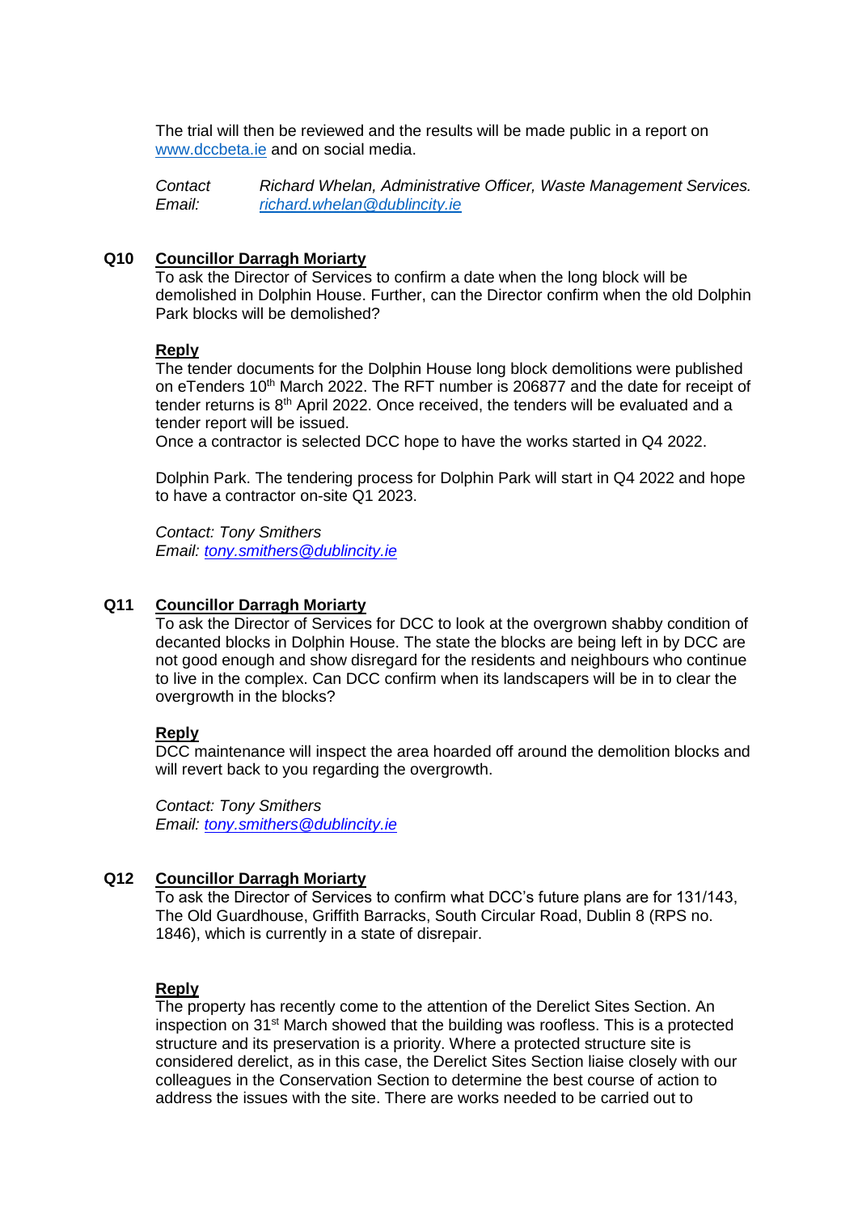The trial will then be reviewed and the results will be made public in a report on [www.dccbeta.ie](http://www.dccbeta.ie) and on social media.

*Contact* *Richard Whelan, Administrative Officer, Waste Management Services.*
*Email:* *[richard.whelan@dublincity.ie](mailto:richard.whelan@dublincity.ie)*

**Q10** **Councillor Darragh Moriarty**

To ask the Director of Services to confirm a date when the long block will be demolished in Dolphin House. Further, can the Director confirm when the old Dolphin Park blocks will be demolished?

**Reply**

The tender documents for the Dolphin House long block demolitions were published on eTenders 10th March 2022. The RFT number is 206877 and the date for receipt of tender returns is 8th April 2022. Once received, the tenders will be evaluated and a tender report will be issued.
Once a contractor is selected DCC hope to have the works started in Q4 2022.

Dolphin Park. The tendering process for Dolphin Park will start in Q4 2022 and hope to have a contractor on-site Q1 2023.

*Contact: Tony Smithers*
*Email: [tony.smithers@dublincity.ie](mailto:tony.smithers@dublincity.ie)*

**Q11** **Councillor Darragh Moriarty**

To ask the Director of Services for DCC to look at the overgrown shabby condition of decanted blocks in Dolphin House. The state the blocks are being left in by DCC are not good enough and show disregard for the residents and neighbours who continue to live in the complex. Can DCC confirm when its landscapers will be in to clear the overgrowth in the blocks?

**Reply**

DCC maintenance will inspect the area hoarded off around the demolition blocks and will revert back to you regarding the overgrowth.

*Contact: Tony Smithers*
*Email: [tony.smithers@dublincity.ie](mailto:tony.smithers@dublincity.ie)*

**Q12** **Councillor Darragh Moriarty**

To ask the Director of Services to confirm what DCC's future plans are for 131/143, The Old Guardhouse, Griffith Barracks, South Circular Road, Dublin 8 (RPS no. 1846), which is currently in a state of disrepair.

**Reply**

The property has recently come to the attention of the Derelict Sites Section. An inspection on 31st March showed that the building was roofless. This is a protected structure and its preservation is a priority. Where a protected structure site is considered derelict, as in this case, the Derelict Sites Section liaise closely with our colleagues in the Conservation Section to determine the best course of action to address the issues with the site. There are works needed to be carried out to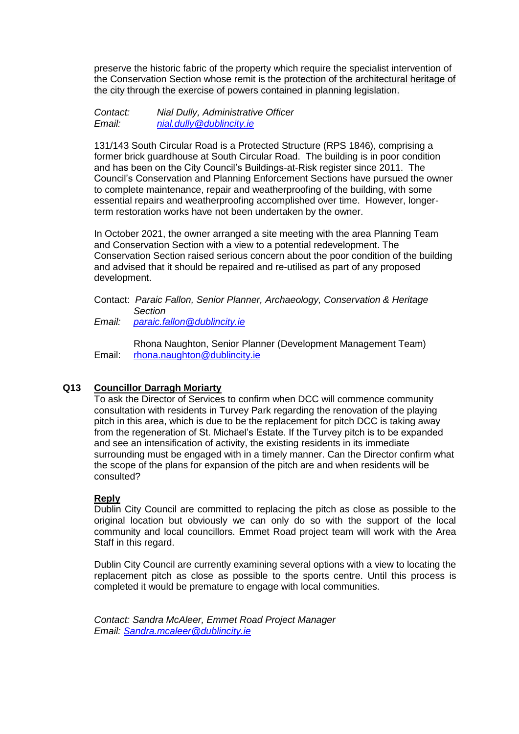preserve the historic fabric of the property which require the specialist intervention of the Conservation Section whose remit is the protection of the architectural heritage of the city through the exercise of powers contained in planning legislation.

*Contact: Nial Dully, Administrative Officer*
*Email: [nial.dully@dublincity.ie](mailto:nial.dully@dublincity.ie)*

131/143 South Circular Road is a Protected Structure (RPS 1846), comprising a former brick guardhouse at South Circular Road. The building is in poor condition and has been on the City Council's Buildings-at-Risk register since 2011. The Council's Conservation and Planning Enforcement Sections have pursued the owner to complete maintenance, repair and weatherproofing of the building, with some essential repairs and weatherproofing accomplished over time. However, longer-term restoration works have not been undertaken by the owner.

In October 2021, the owner arranged a site meeting with the area Planning Team and Conservation Section with a view to a potential redevelopment. The Conservation Section raised serious concern about the poor condition of the building and advised that it should be repaired and re-utilised as part of any proposed development.

Contact: *Paraic Fallon, Senior Planner, Archaeology, Conservation & Heritage Section*
*Email: [paraic.fallon@dublincity.ie](mailto:paraic.fallon@dublincity.ie)*

Rhona Naughton, Senior Planner (Development Management Team)
Email: [rhona.naughton@dublincity.ie](mailto:rhona.naughton@dublincity.ie)

**Q13 <u>Councillor Darragh Moriarty</u>**

To ask the Director of Services to confirm when DCC will commence community consultation with residents in Turvey Park regarding the renovation of the playing pitch in this area, which is due to be the replacement for pitch DCC is taking away from the regeneration of St. Michael's Estate. If the Turvey pitch is to be expanded and see an intensification of activity, the existing residents in its immediate surrounding must be engaged with in a timely manner. Can the Director confirm what the scope of the plans for expansion of the pitch are and when residents will be consulted?

**<u>Reply</u>**

Dublin City Council are committed to replacing the pitch as close as possible to the original location but obviously we can only do so with the support of the local community and local councillors. Emmet Road project team will work with the Area Staff in this regard.

Dublin City Council are currently examining several options with a view to locating the replacement pitch as close as possible to the sports centre. Until this process is completed it would be premature to engage with local communities.

*Contact: Sandra McAleer, Emmet Road Project Manager*
*Email: [Sandra.mcaleer@dublincity.ie](mailto:Sandra.mcaleer@dublincity.ie)*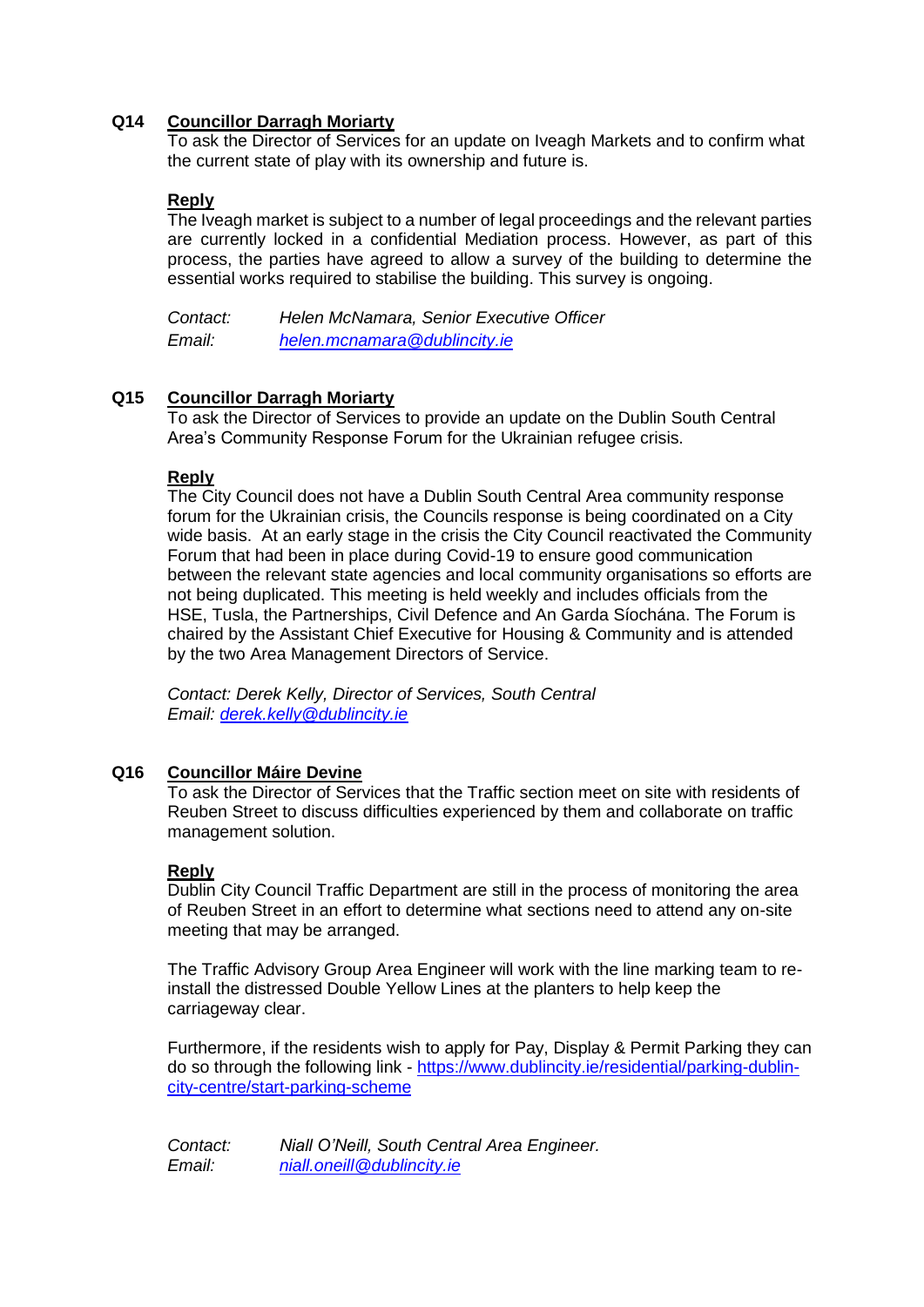**Q14 Councillor Darragh Moriarty**

To ask the Director of Services for an update on Iveagh Markets and to confirm what the current state of play with its ownership and future is.

**Reply**

The Iveagh market is subject to a number of legal proceedings and the relevant parties are currently locked in a confidential Mediation process. However, as part of this process, the parties have agreed to allow a survey of the building to determine the essential works required to stabilise the building. This survey is ongoing.

*Contact:* *Helen McNamara, Senior Executive Officer*
*Email:* *helen.mcnamara@dublincity.ie*

**Q15 Councillor Darragh Moriarty**

To ask the Director of Services to provide an update on the Dublin South Central Area's Community Response Forum for the Ukrainian refugee crisis.

**Reply**

The City Council does not have a Dublin South Central Area community response forum for the Ukrainian crisis, the Councils response is being coordinated on a City wide basis. At an early stage in the crisis the City Council reactivated the Community Forum that had been in place during Covid-19 to ensure good communication between the relevant state agencies and local community organisations so efforts are not being duplicated. This meeting is held weekly and includes officials from the HSE, Tusla, the Partnerships, Civil Defence and An Garda Síochána. The Forum is chaired by the Assistant Chief Executive for Housing & Community and is attended by the two Area Management Directors of Service.

*Contact: Derek Kelly, Director of Services, South Central*
*Email: derek.kelly@dublincity.ie*

**Q16 Councillor Máire Devine**

To ask the Director of Services that the Traffic section meet on site with residents of Reuben Street to discuss difficulties experienced by them and collaborate on traffic management solution.

**Reply**

Dublin City Council Traffic Department are still in the process of monitoring the area of Reuben Street in an effort to determine what sections need to attend any on-site meeting that may be arranged.

The Traffic Advisory Group Area Engineer will work with the line marking team to re-install the distressed Double Yellow Lines at the planters to help keep the carriageway clear.

Furthermore, if the residents wish to apply for Pay, Display & Permit Parking they can do so through the following link - https://www.dublincity.ie/residential/parking-dublin-city-centre/start-parking-scheme

*Contact:* *Niall O'Neill, South Central Area Engineer.*
*Email:* *niall.oneill@dublincity.ie*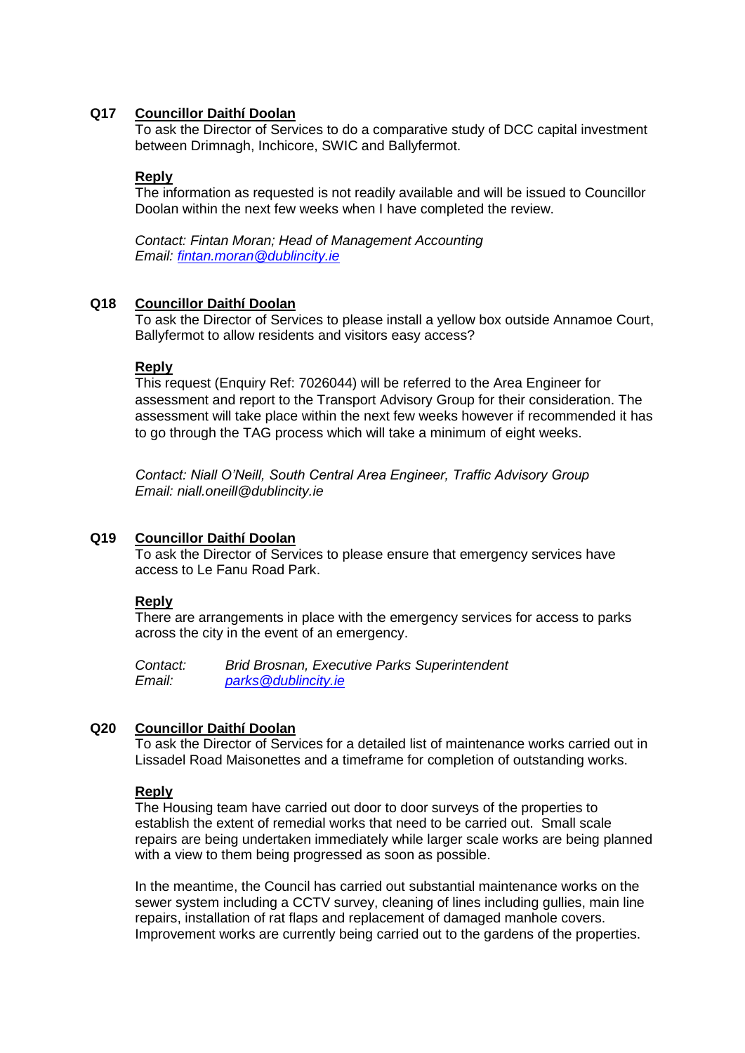**Q17** **Councillor Daithí Doolan**

To ask the Director of Services to do a comparative study of DCC capital investment between Drimnagh, Inchicore, SWIC and Ballyfermot.

**Reply**

The information as requested is not readily available and will be issued to Councillor Doolan within the next few weeks when I have completed the review.

*Contact: Fintan Moran; Head of Management Accounting*
*Email: fintan.moran@dublincity.ie*

**Q18** **Councillor Daithí Doolan**

To ask the Director of Services to please install a yellow box outside Annamoe Court, Ballyfermot to allow residents and visitors easy access?

**Reply**

This request (Enquiry Ref: 7026044) will be referred to the Area Engineer for assessment and report to the Transport Advisory Group for their consideration. The assessment will take place within the next few weeks however if recommended it has to go through the TAG process which will take a minimum of eight weeks.

*Contact: Niall O'Neill, South Central Area Engineer, Traffic Advisory Group*
*Email: niall.oneill@dublincity.ie*

**Q19** **Councillor Daithí Doolan**

To ask the Director of Services to please ensure that emergency services have access to Le Fanu Road Park.

**Reply**

There are arrangements in place with the emergency services for access to parks across the city in the event of an emergency.

*Contact: Brid Brosnan, Executive Parks Superintendent*
*Email: parks@dublincity.ie*

**Q20** **Councillor Daithí Doolan**

To ask the Director of Services for a detailed list of maintenance works carried out in Lissadel Road Maisonettes and a timeframe for completion of outstanding works.

**Reply**

The Housing team have carried out door to door surveys of the properties to establish the extent of remedial works that need to be carried out. Small scale repairs are being undertaken immediately while larger scale works are being planned with a view to them being progressed as soon as possible.

In the meantime, the Council has carried out substantial maintenance works on the sewer system including a CCTV survey, cleaning of lines including gullies, main line repairs, installation of rat flaps and replacement of damaged manhole covers. Improvement works are currently being carried out to the gardens of the properties.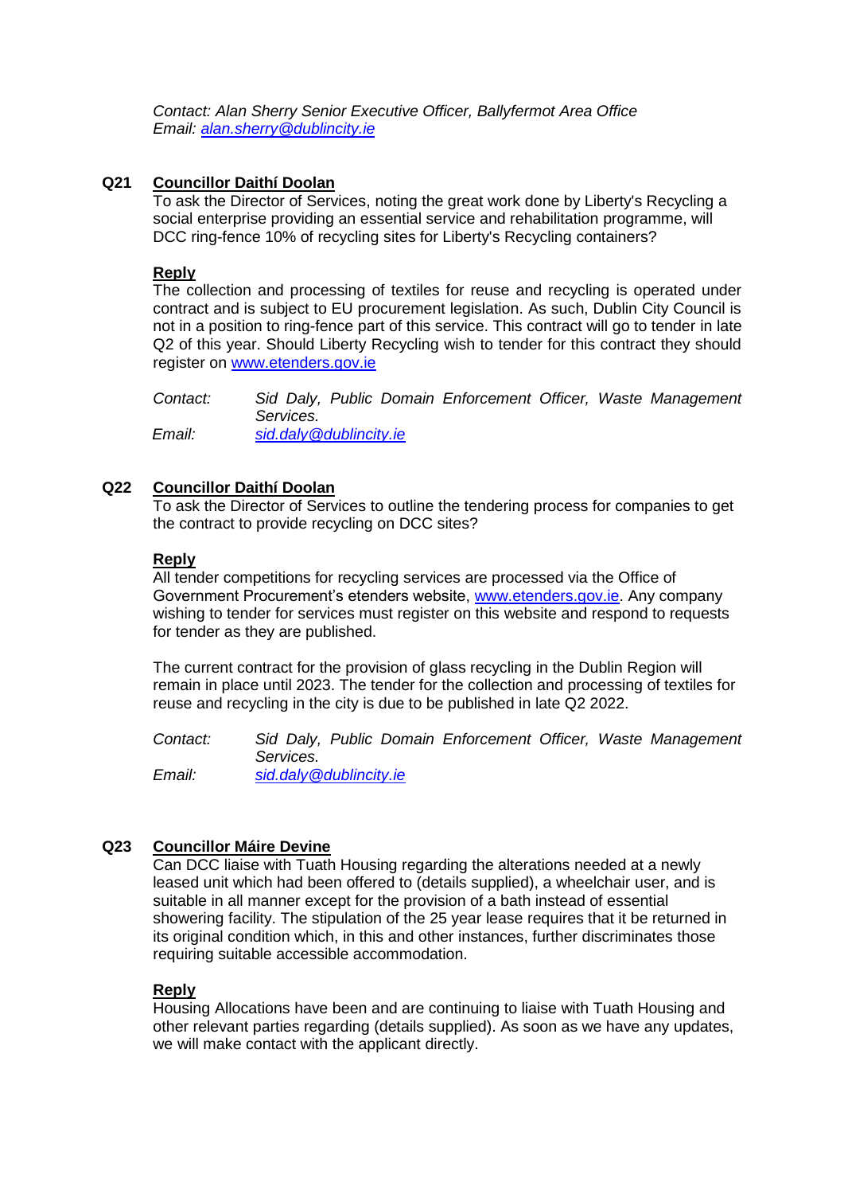*Contact: Alan Sherry Senior Executive Officer, Ballyfermot Area Office*
*Email: alan.sherry@dublincity.ie*

**Q21 Councillor Daithí Doolan**

To ask the Director of Services, noting the great work done by Liberty's Recycling a social enterprise providing an essential service and rehabilitation programme, will DCC ring-fence 10% of recycling sites for Liberty's Recycling containers?

**Reply**

The collection and processing of textiles for reuse and recycling is operated under contract and is subject to EU procurement legislation. As such, Dublin City Council is not in a position to ring-fence part of this service. This contract will go to tender in late Q2 of this year. Should Liberty Recycling wish to tender for this contract they should register on www.etenders.gov.ie

*Contact: Sid Daly, Public Domain Enforcement Officer, Waste Management Services.*
*Email: sid.daly@dublincity.ie*

**Q22 Councillor Daithí Doolan**

To ask the Director of Services to outline the tendering process for companies to get the contract to provide recycling on DCC sites?

**Reply**

All tender competitions for recycling services are processed via the Office of Government Procurement's etenders website, www.etenders.gov.ie. Any company wishing to tender for services must register on this website and respond to requests for tender as they are published.

The current contract for the provision of glass recycling in the Dublin Region will remain in place until 2023. The tender for the collection and processing of textiles for reuse and recycling in the city is due to be published in late Q2 2022.

*Contact: Sid Daly, Public Domain Enforcement Officer, Waste Management Services.*
*Email: sid.daly@dublincity.ie*

**Q23 Councillor Máire Devine**

Can DCC liaise with Tuath Housing regarding the alterations needed at a newly leased unit which had been offered to (details supplied), a wheelchair user, and is suitable in all manner except for the provision of a bath instead of essential showering facility. The stipulation of the 25 year lease requires that it be returned in its original condition which, in this and other instances, further discriminates those requiring suitable accessible accommodation.

**Reply**

Housing Allocations have been and are continuing to liaise with Tuath Housing and other relevant parties regarding (details supplied). As soon as we have any updates, we will make contact with the applicant directly.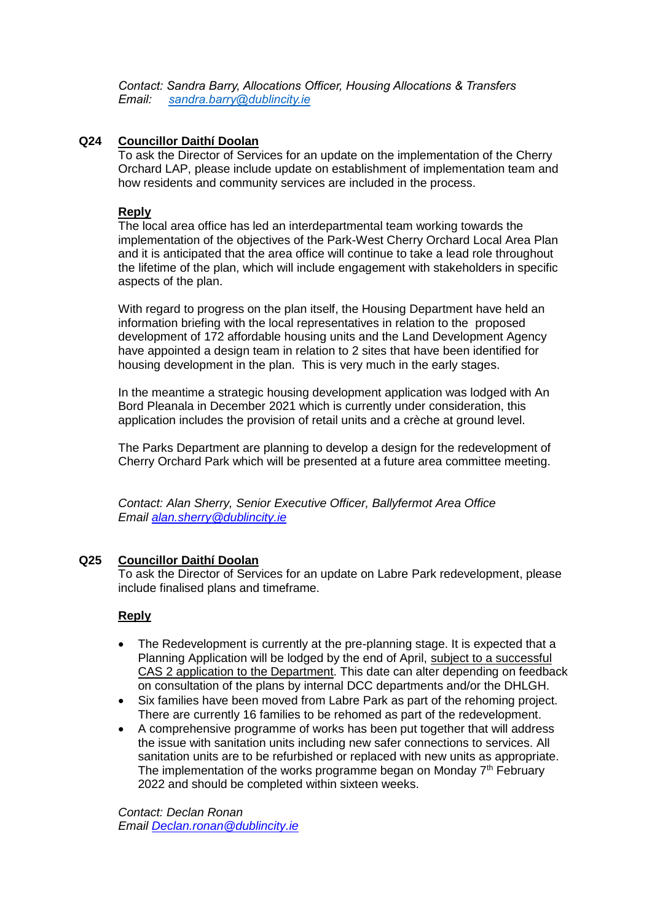*Contact: Sandra Barry, Allocations Officer, Housing Allocations & Transfers*
*Email: [sandra.barry@dublincity.ie](mailto:sandra.barry@dublincity.ie)*

**Q24 Councillor Daithí Doolan**

To ask the Director of Services for an update on the implementation of the Cherry Orchard LAP, please include update on establishment of implementation team and how residents and community services are included in the process.

**Reply**

The local area office has led an interdepartmental team working towards the implementation of the objectives of the Park-West Cherry Orchard Local Area Plan and it is anticipated that the area office will continue to take a lead role throughout the lifetime of the plan, which will include engagement with stakeholders in specific aspects of the plan.

With regard to progress on the plan itself, the Housing Department have held an information briefing with the local representatives in relation to the proposed development of 172 affordable housing units and the Land Development Agency have appointed a design team in relation to 2 sites that have been identified for housing development in the plan. This is very much in the early stages.

In the meantime a strategic housing development application was lodged with An Bord Pleanala in December 2021 which is currently under consideration, this application includes the provision of retail units and a crèche at ground level.

The Parks Department are planning to develop a design for the redevelopment of Cherry Orchard Park which will be presented at a future area committee meeting.

*Contact: Alan Sherry, Senior Executive Officer, Ballyfermot Area Office*
*Email [alan.sherry@dublincity.ie](mailto:alan.sherry@dublincity.ie)*

**Q25 Councillor Daithí Doolan**

To ask the Director of Services for an update on Labre Park redevelopment, please include finalised plans and timeframe.

**Reply**

- The Redevelopment is currently at the pre-planning stage. It is expected that a Planning Application will be lodged by the end of April, subject to a successful CAS 2 application to the Department. This date can alter depending on feedback on consultation of the plans by internal DCC departments and/or the DHLGH.
- Six families have been moved from Labre Park as part of the rehoming project. There are currently 16 families to be rehomed as part of the redevelopment.
- A comprehensive programme of works has been put together that will address the issue with sanitation units including new safer connections to services. All sanitation units are to be refurbished or replaced with new units as appropriate. The implementation of the works programme began on Monday 7th February 2022 and should be completed within sixteen weeks.

*Contact: Declan Ronan*
*Email [Declan.ronan@dublincity.ie](mailto:Declan.ronan@dublincity.ie)*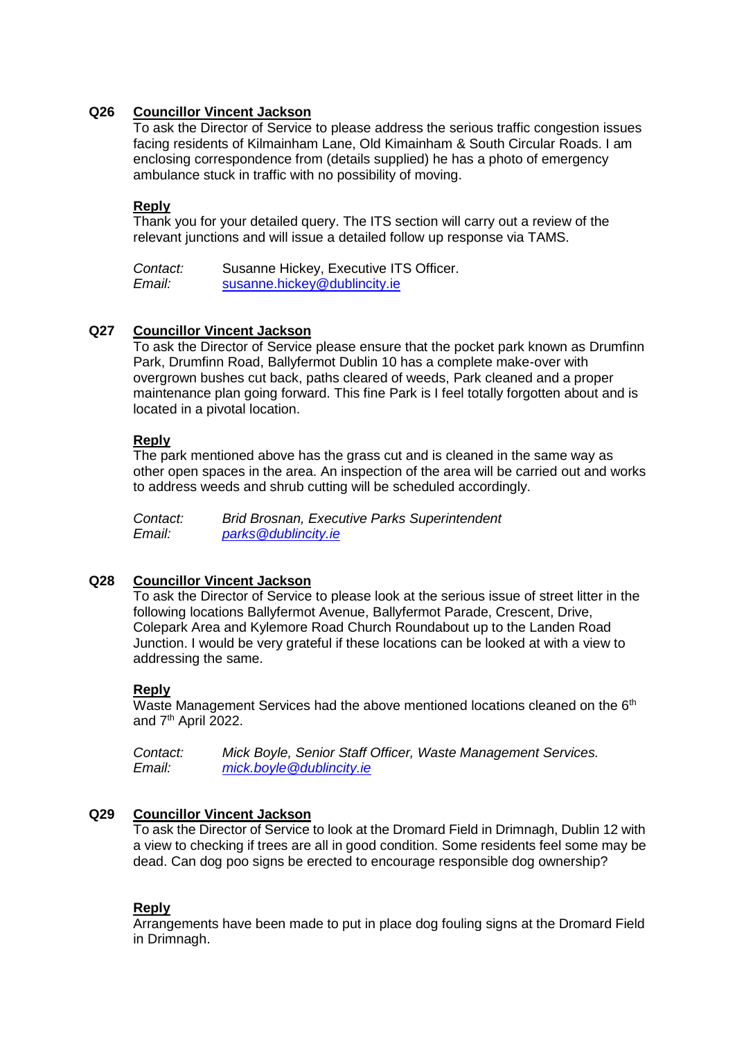**Q26 Councillor Vincent Jackson**

To ask the Director of Service to please address the serious traffic congestion issues facing residents of Kilmainham Lane, Old Kimainham & South Circular Roads. I am enclosing correspondence from (details supplied) he has a photo of emergency ambulance stuck in traffic with no possibility of moving.

**Reply**

Thank you for your detailed query. The ITS section will carry out a review of the relevant junctions and will issue a detailed follow up response via TAMS.

*Contact:* Susanne Hickey, Executive ITS Officer.
*Email:* susanne.hickey@dublincity.ie

**Q27 Councillor Vincent Jackson**

To ask the Director of Service please ensure that the pocket park known as Drumfinn Park, Drumfinn Road, Ballyfermot Dublin 10 has a complete make-over with overgrown bushes cut back, paths cleared of weeds, Park cleaned and a proper maintenance plan going forward. This fine Park is I feel totally forgotten about and is located in a pivotal location.

**Reply**

The park mentioned above has the grass cut and is cleaned in the same way as other open spaces in the area. An inspection of the area will be carried out and works to address weeds and shrub cutting will be scheduled accordingly.

*Contact: Brid Brosnan, Executive Parks Superintendent*
*Email: parks@dublincity.ie*

**Q28 Councillor Vincent Jackson**

To ask the Director of Service to please look at the serious issue of street litter in the following locations Ballyfermot Avenue, Ballyfermot Parade, Crescent, Drive, Colepark Area and Kylemore Road Church Roundabout up to the Landen Road Junction. I would be very grateful if these locations can be looked at with a view to addressing the same.

**Reply**

Waste Management Services had the above mentioned locations cleaned on the 6th and 7th April 2022.

*Contact: Mick Boyle, Senior Staff Officer, Waste Management Services.*
*Email: mick.boyle@dublincity.ie*

**Q29 Councillor Vincent Jackson**

To ask the Director of Service to look at the Dromard Field in Drimnagh, Dublin 12 with a view to checking if trees are all in good condition. Some residents feel some may be dead. Can dog poo signs be erected to encourage responsible dog ownership?

**Reply**

Arrangements have been made to put in place dog fouling signs at the Dromard Field in Drimnagh.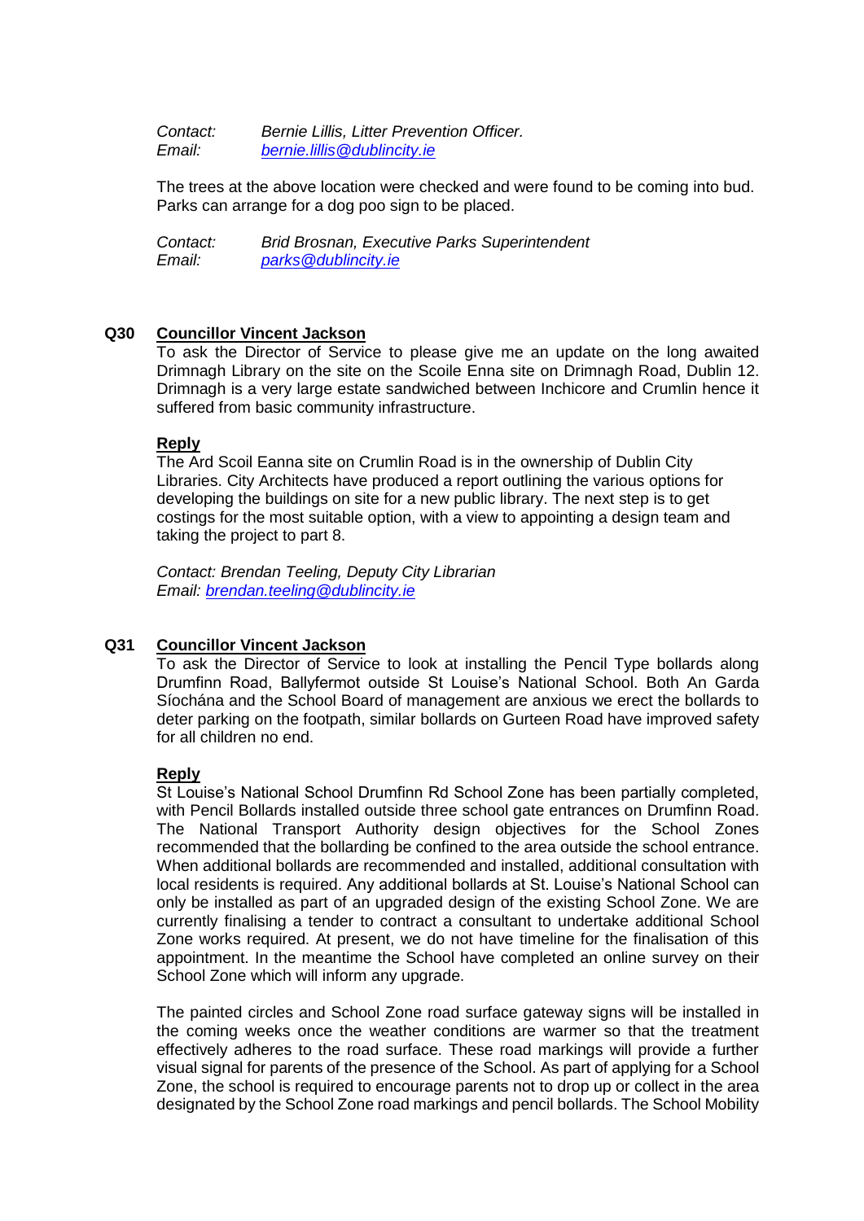*Contact:* *Bernie Lillis, Litter Prevention Officer.*
*Email:* *[bernie.lillis@dublincity.ie](mailto:bernie.lillis@dublincity.ie)*

The trees at the above location were checked and were found to be coming into bud. Parks can arrange for a dog poo sign to be placed.

*Contact:* *Brid Brosnan, Executive Parks Superintendent*
*Email:* *[parks@dublincity.ie](mailto:parks@dublincity.ie)*

**Q30** **<u>Councillor Vincent Jackson</u>**

To ask the Director of Service to please give me an update on the long awaited Drimnagh Library on the site on the Scoile Enna site on Drimnagh Road, Dublin 12. Drimnagh is a very large estate sandwiched between Inchicore and Crumlin hence it suffered from basic community infrastructure.

**<u>Reply</u>**

The Ard Scoil Eanna site on Crumlin Road is in the ownership of Dublin City Libraries. City Architects have produced a report outlining the various options for developing the buildings on site for a new public library. The next step is to get costings for the most suitable option, with a view to appointing a design team and taking the project to part 8.

*Contact: Brendan Teeling, Deputy City Librarian*
*Email: [brendan.teeling@dublincity.ie](mailto:brendan.teeling@dublincity.ie)*

**Q31** **<u>Councillor Vincent Jackson</u>**

To ask the Director of Service to look at installing the Pencil Type bollards along Drumfinn Road, Ballyfermot outside St Louise's National School. Both An Garda Síochána and the School Board of management are anxious we erect the bollards to deter parking on the footpath, similar bollards on Gurteen Road have improved safety for all children no end.

**<u>Reply</u>**

St Louise's National School Drumfinn Rd School Zone has been partially completed, with Pencil Bollards installed outside three school gate entrances on Drumfinn Road. The National Transport Authority design objectives for the School Zones recommended that the bollarding be confined to the area outside the school entrance. When additional bollards are recommended and installed, additional consultation with local residents is required. Any additional bollards at St. Louise's National School can only be installed as part of an upgraded design of the existing School Zone. We are currently finalising a tender to contract a consultant to undertake additional School Zone works required. At present, we do not have timeline for the finalisation of this appointment. In the meantime the School have completed an online survey on their School Zone which will inform any upgrade.

The painted circles and School Zone road surface gateway signs will be installed in the coming weeks once the weather conditions are warmer so that the treatment effectively adheres to the road surface. These road markings will provide a further visual signal for parents of the presence of the School. As part of applying for a School Zone, the school is required to encourage parents not to drop up or collect in the area designated by the School Zone road markings and pencil bollards. The School Mobility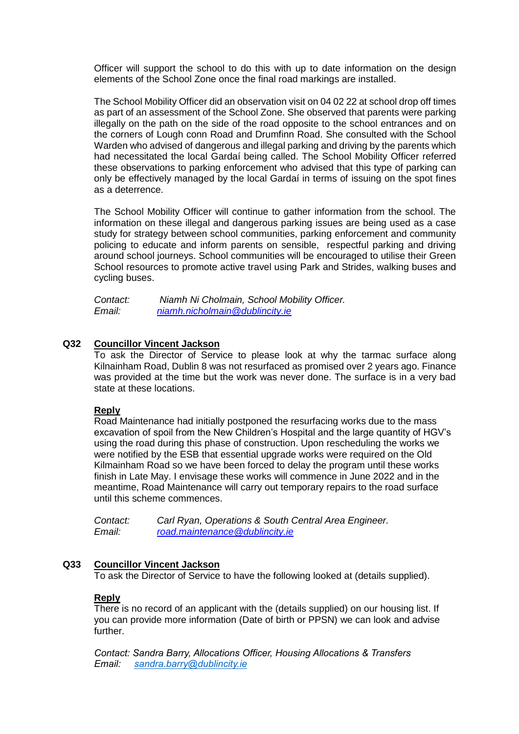Officer will support the school to do this with up to date information on the design elements of the School Zone once the final road markings are installed.

The School Mobility Officer did an observation visit on 04 02 22 at school drop off times as part of an assessment of the School Zone. She observed that parents were parking illegally on the path on the side of the road opposite to the school entrances and on the corners of Lough conn Road and Drumfinn Road. She consulted with the School Warden who advised of dangerous and illegal parking and driving by the parents which had necessitated the local Gardaí being called. The School Mobility Officer referred these observations to parking enforcement who advised that this type of parking can only be effectively managed by the local Gardaí in terms of issuing on the spot fines as a deterrence.

The School Mobility Officer will continue to gather information from the school. The information on these illegal and dangerous parking issues are being used as a case study for strategy between school communities, parking enforcement and community policing to educate and inform parents on sensible, respectful parking and driving around school journeys. School communities will be encouraged to utilise their Green School resources to promote active travel using Park and Strides, walking buses and cycling buses.

*Contact:* *Niamh Ni Cholmain, School Mobility Officer.*
*Email:* *niamh.nicholmain@dublincity.ie*

**Q32** **Councillor Vincent Jackson**

To ask the Director of Service to please look at why the tarmac surface along Kilnainham Road, Dublin 8 was not resurfaced as promised over 2 years ago. Finance was provided at the time but the work was never done. The surface is in a very bad state at these locations.

**Reply**

Road Maintenance had initially postponed the resurfacing works due to the mass excavation of spoil from the New Children's Hospital and the large quantity of HGV's using the road during this phase of construction. Upon rescheduling the works we were notified by the ESB that essential upgrade works were required on the Old Kilmainham Road so we have been forced to delay the program until these works finish in Late May. I envisage these works will commence in June 2022 and in the meantime, Road Maintenance will carry out temporary repairs to the road surface until this scheme commences.

*Contact:* *Carl Ryan, Operations & South Central Area Engineer.*
*Email:* *road.maintenance@dublincity.ie*

**Q33** **Councillor Vincent Jackson**

To ask the Director of Service to have the following looked at (details supplied).

**Reply**

There is no record of an applicant with the (details supplied) on our housing list. If you can provide more information (Date of birth or PPSN) we can look and advise further.

*Contact: Sandra Barry, Allocations Officer, Housing Allocations & Transfers*
*Email:* *sandra.barry@dublincity.ie*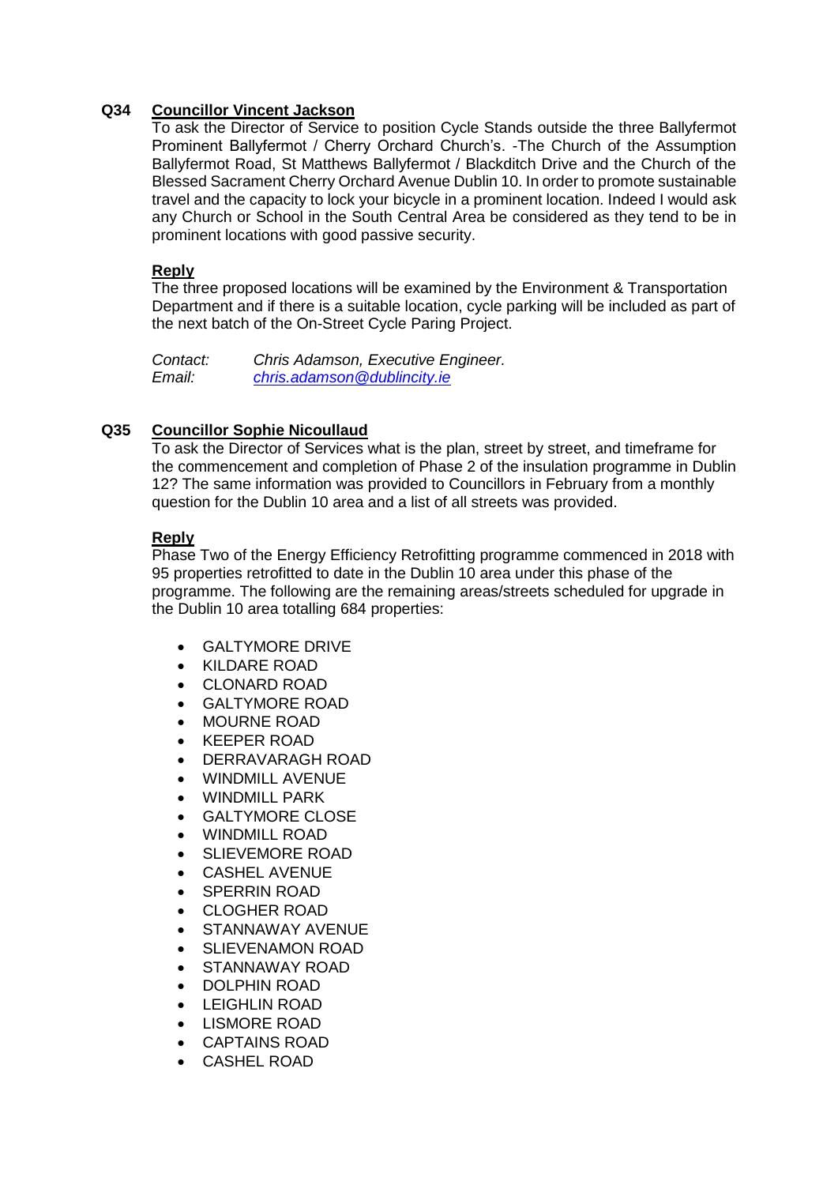**Q34** **Councillor Vincent Jackson**

To ask the Director of Service to position Cycle Stands outside the three Ballyfermot Prominent Ballyfermot / Cherry Orchard Church's. -The Church of the Assumption Ballyfermot Road, St Matthews Ballyfermot / Blackditch Drive and the Church of the Blessed Sacrament Cherry Orchard Avenue Dublin 10. In order to promote sustainable travel and the capacity to lock your bicycle in a prominent location. Indeed I would ask any Church or School in the South Central Area be considered as they tend to be in prominent locations with good passive security.

**Reply**

The three proposed locations will be examined by the Environment & Transportation Department and if there is a suitable location, cycle parking will be included as part of the next batch of the On-Street Cycle Paring Project.

*Contact:* *Chris Adamson, Executive Engineer.*
*Email:* *chris.adamson@dublincity.ie*

**Q35** **Councillor Sophie Nicoullaud**

To ask the Director of Services what is the plan, street by street, and timeframe for the commencement and completion of Phase 2 of the insulation programme in Dublin 12? The same information was provided to Councillors in February from a monthly question for the Dublin 10 area and a list of all streets was provided.

**Reply**

Phase Two of the Energy Efficiency Retrofitting programme commenced in 2018 with 95 properties retrofitted to date in the Dublin 10 area under this phase of the programme. The following are the remaining areas/streets scheduled for upgrade in the Dublin 10 area totalling 684 properties:

- GALTYMORE DRIVE
- KILDARE ROAD
- CLONARD ROAD
- GALTYMORE ROAD
- MOURNE ROAD
- KEEPER ROAD
- DERRAVARAGH ROAD
- WINDMILL AVENUE
- WINDMILL PARK
- GALTYMORE CLOSE
- WINDMILL ROAD
- SLIEVEMORE ROAD
- CASHEL AVENUE
- SPERRIN ROAD
- CLOGHER ROAD
- STANNAWAY AVENUE
- SLIEVENAMON ROAD
- STANNAWAY ROAD
- DOLPHIN ROAD
- LEIGHLIN ROAD
- LISMORE ROAD
- CAPTAINS ROAD
- CASHEL ROAD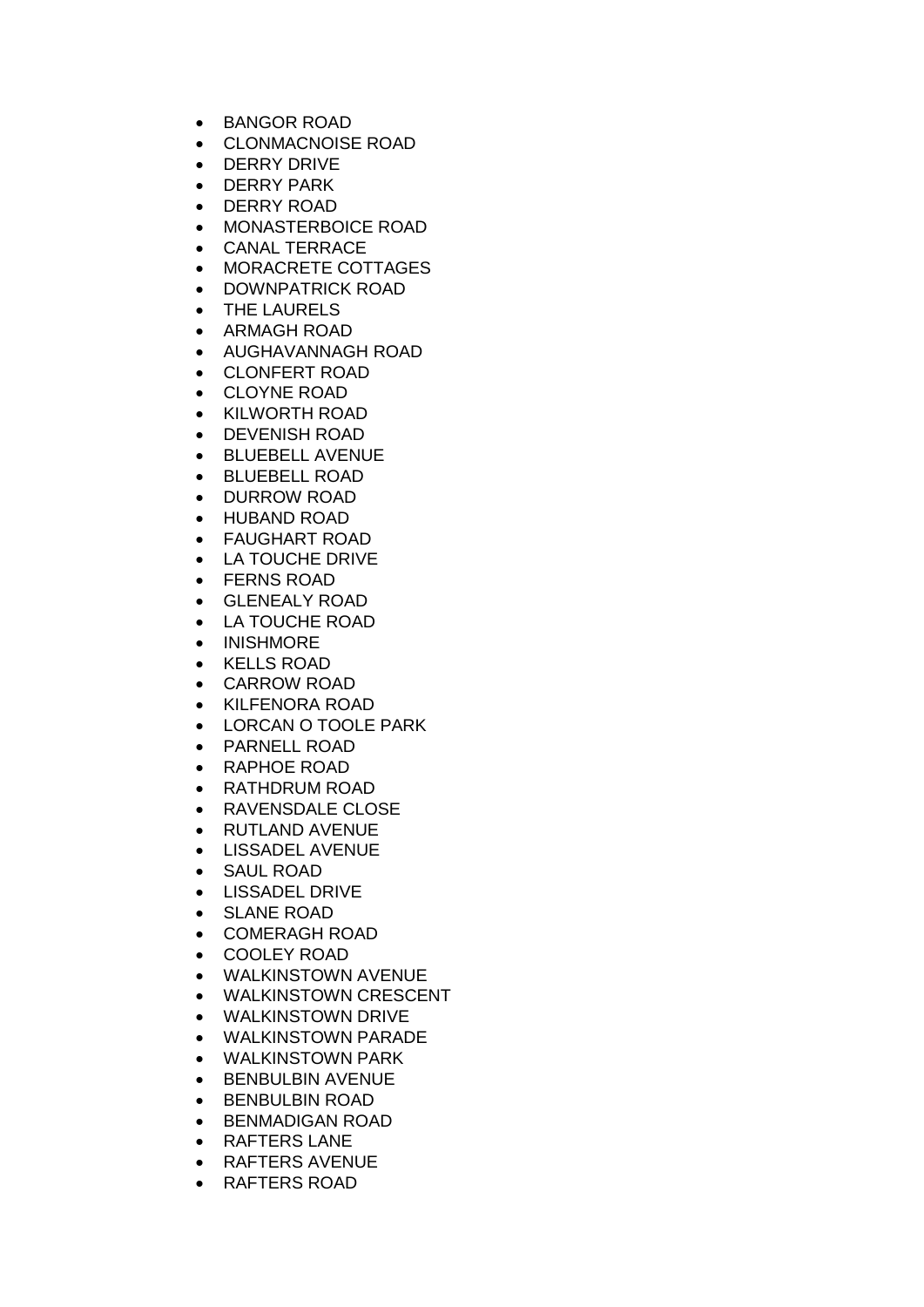- BANGOR ROAD
- CLONMACNOISE ROAD
- DERRY DRIVE
- DERRY PARK
- DERRY ROAD
- MONASTERBOICE ROAD
- CANAL TERRACE
- MORACRETE COTTAGES
- DOWNPATRICK ROAD
- THE LAURELS
- ARMAGH ROAD
- AUGHAVANNAGH ROAD
- CLONFERT ROAD
- CLOYNE ROAD
- KILWORTH ROAD
- DEVENISH ROAD
- BLUEBELL AVENUE
- BLUEBELL ROAD
- DURROW ROAD
- HUBAND ROAD
- FAUGHART ROAD
- LA TOUCHE DRIVE
- FERNS ROAD
- GLENEALY ROAD
- LA TOUCHE ROAD
- INISHMORE
- KELLS ROAD
- CARROW ROAD
- KILFENORA ROAD
- LORCAN O TOOLE PARK
- PARNELL ROAD
- RAPHOE ROAD
- RATHDRUM ROAD
- RAVENSDALE CLOSE
- RUTLAND AVENUE
- LISSADEL AVENUE
- SAUL ROAD
- LISSADEL DRIVE
- SLANE ROAD
- COMERAGH ROAD
- COOLEY ROAD
- WALKINSTOWN AVENUE
- WALKINSTOWN CRESCENT
- WALKINSTOWN DRIVE
- WALKINSTOWN PARADE
- WALKINSTOWN PARK
- BENBULBIN AVENUE
- BENBULBIN ROAD
- BENMADIGAN ROAD
- RAFTERS LANE
- RAFTERS AVENUE
- RAFTERS ROAD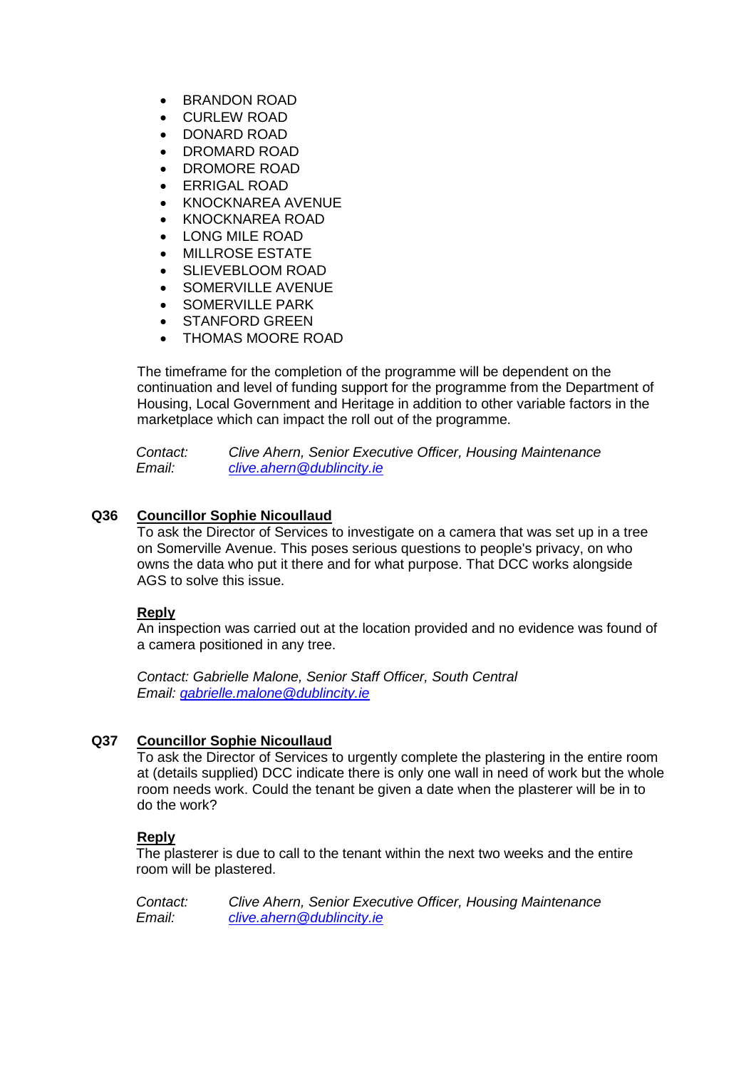- BRANDON ROAD
- CURLEW ROAD
- DONARD ROAD
- DROMARD ROAD
- DROMORE ROAD
- ERRIGAL ROAD
- KNOCKNAREA AVENUE
- KNOCKNAREA ROAD
- LONG MILE ROAD
- MILLROSE ESTATE
- SLIEVEBLOOM ROAD
- SOMERVILLE AVENUE
- SOMERVILLE PARK
- STANFORD GREEN
- THOMAS MOORE ROAD

The timeframe for the completion of the programme will be dependent on the continuation and level of funding support for the programme from the Department of Housing, Local Government and Heritage in addition to other variable factors in the marketplace which can impact the roll out of the programme.

*Contact: Clive Ahern, Senior Executive Officer, Housing Maintenance*
*Email: clive.ahern@dublincity.ie*

**Q36 Councillor Sophie Nicoullaud**

To ask the Director of Services to investigate on a camera that was set up in a tree on Somerville Avenue. This poses serious questions to people's privacy, on who owns the data who put it there and for what purpose. That DCC works alongside AGS to solve this issue.

**Reply**

An inspection was carried out at the location provided and no evidence was found of a camera positioned in any tree.

*Contact: Gabrielle Malone, Senior Staff Officer, South Central*
*Email: gabrielle.malone@dublincity.ie*

**Q37 Councillor Sophie Nicoullaud**

To ask the Director of Services to urgently complete the plastering in the entire room at (details supplied) DCC indicate there is only one wall in need of work but the whole room needs work. Could the tenant be given a date when the plasterer will be in to do the work?

**Reply**

The plasterer is due to call to the tenant within the next two weeks and the entire room will be plastered.

*Contact: Clive Ahern, Senior Executive Officer, Housing Maintenance*
*Email: clive.ahern@dublincity.ie*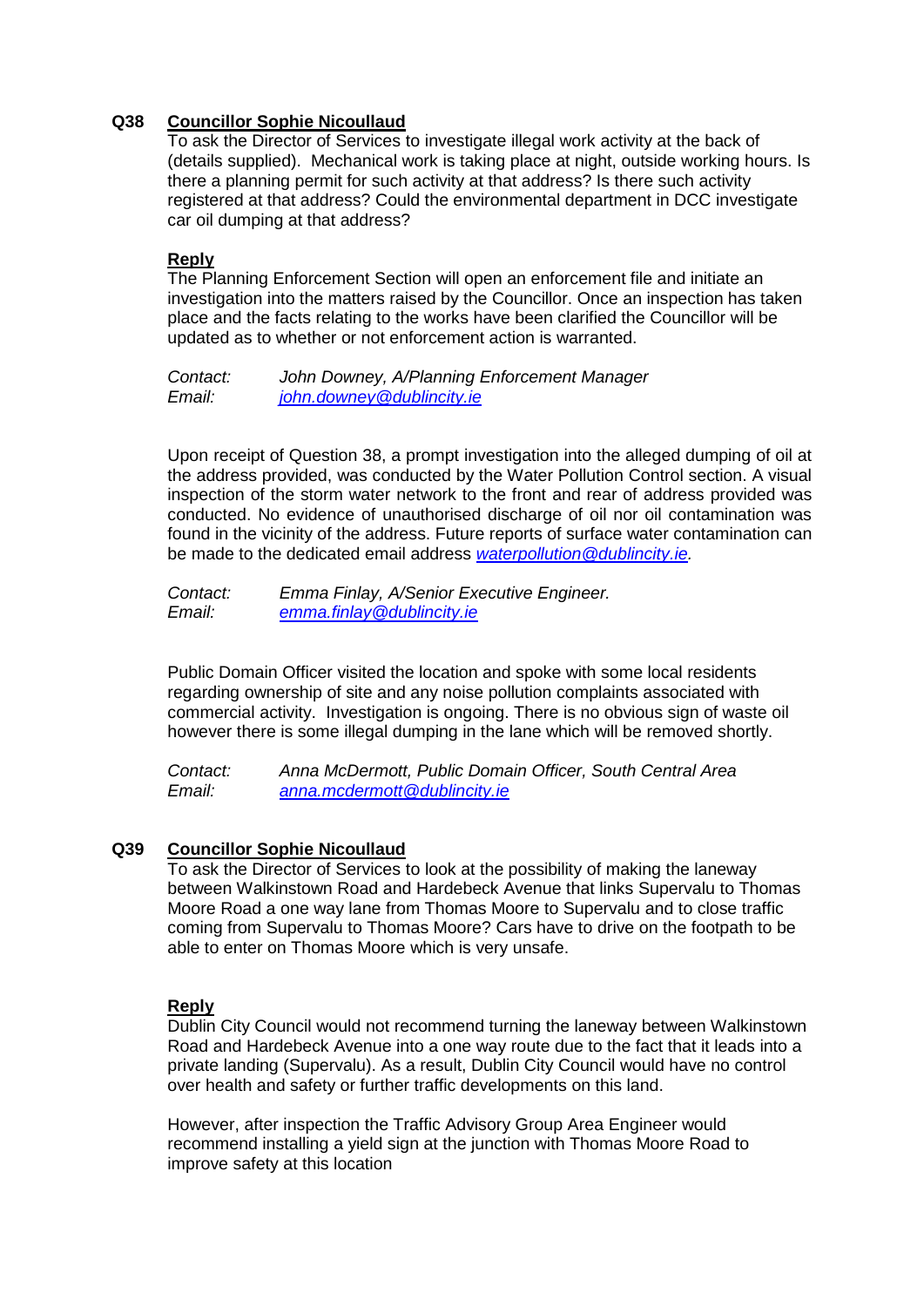**Q38 Councillor Sophie Nicoullaud**

To ask the Director of Services to investigate illegal work activity at the back of (details supplied). Mechanical work is taking place at night, outside working hours. Is there a planning permit for such activity at that address? Is there such activity registered at that address? Could the environmental department in DCC investigate car oil dumping at that address?

**Reply**

The Planning Enforcement Section will open an enforcement file and initiate an investigation into the matters raised by the Councillor. Once an inspection has taken place and the facts relating to the works have been clarified the Councillor will be updated as to whether or not enforcement action is warranted.

*Contact:* *John Downey, A/Planning Enforcement Manager*
*Email:* *john.downey@dublincity.ie*

Upon receipt of Question 38, a prompt investigation into the alleged dumping of oil at the address provided, was conducted by the Water Pollution Control section. A visual inspection of the storm water network to the front and rear of address provided was conducted. No evidence of unauthorised discharge of oil nor oil contamination was found in the vicinity of the address. Future reports of surface water contamination can be made to the dedicated email address *waterpollution@dublincity.ie.*

*Contact:* *Emma Finlay, A/Senior Executive Engineer.*
*Email:* *emma.finlay@dublincity.ie*

Public Domain Officer visited the location and spoke with some local residents regarding ownership of site and any noise pollution complaints associated with commercial activity. Investigation is ongoing. There is no obvious sign of waste oil however there is some illegal dumping in the lane which will be removed shortly.

*Contact:* *Anna McDermott, Public Domain Officer, South Central Area*
*Email:* *anna.mcdermott@dublincity.ie*

**Q39 Councillor Sophie Nicoullaud**

To ask the Director of Services to look at the possibility of making the laneway between Walkinstown Road and Hardebeck Avenue that links Supervalu to Thomas Moore Road a one way lane from Thomas Moore to Supervalu and to close traffic coming from Supervalu to Thomas Moore? Cars have to drive on the footpath to be able to enter on Thomas Moore which is very unsafe.

**Reply**

Dublin City Council would not recommend turning the laneway between Walkinstown Road and Hardebeck Avenue into a one way route due to the fact that it leads into a private landing (Supervalu). As a result, Dublin City Council would have no control over health and safety or further traffic developments on this land.

However, after inspection the Traffic Advisory Group Area Engineer would recommend installing a yield sign at the junction with Thomas Moore Road to improve safety at this location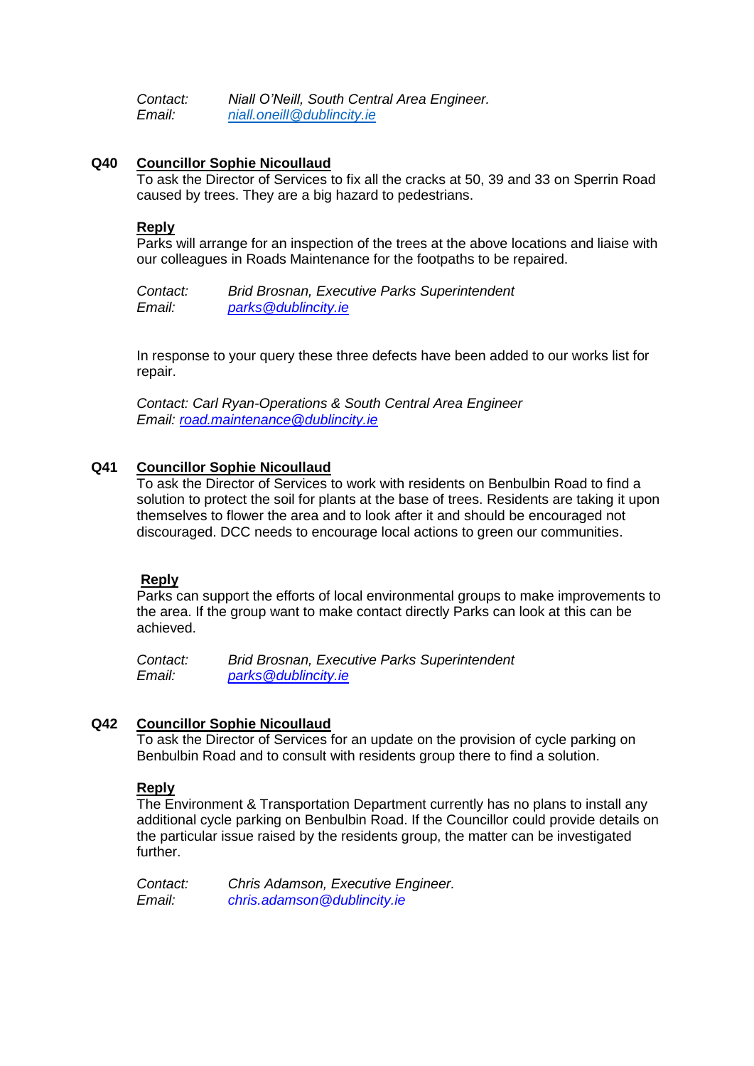*Contact:* *Niall O'Neill, South Central Area Engineer.*
*Email:* *niall.oneill@dublincity.ie*

**Q40** **Councillor Sophie Nicoullaud**

To ask the Director of Services to fix all the cracks at 50, 39 and 33 on Sperrin Road caused by trees. They are a big hazard to pedestrians.

**Reply**

Parks will arrange for an inspection of the trees at the above locations and liaise with our colleagues in Roads Maintenance for the footpaths to be repaired.

*Contact:* *Brid Brosnan, Executive Parks Superintendent*
*Email:* *parks@dublincity.ie*

In response to your query these three defects have been added to our works list for repair.

*Contact: Carl Ryan-Operations & South Central Area Engineer*
*Email: road.maintenance@dublincity.ie*

**Q41** **Councillor Sophie Nicoullaud**

To ask the Director of Services to work with residents on Benbulbin Road to find a solution to protect the soil for plants at the base of trees. Residents are taking it upon themselves to flower the area and to look after it and should be encouraged not discouraged. DCC needs to encourage local actions to green our communities.

**Reply**

Parks can support the efforts of local environmental groups to make improvements to the area. If the group want to make contact directly Parks can look at this can be achieved.

*Contact:* *Brid Brosnan, Executive Parks Superintendent*
*Email:* *parks@dublincity.ie*

**Q42** **Councillor Sophie Nicoullaud**

To ask the Director of Services for an update on the provision of cycle parking on Benbulbin Road and to consult with residents group there to find a solution.

**Reply**

The Environment & Transportation Department currently has no plans to install any additional cycle parking on Benbulbin Road. If the Councillor could provide details on the particular issue raised by the residents group, the matter can be investigated further.

*Contact:* *Chris Adamson, Executive Engineer.*
*Email:* *chris.adamson@dublincity.ie*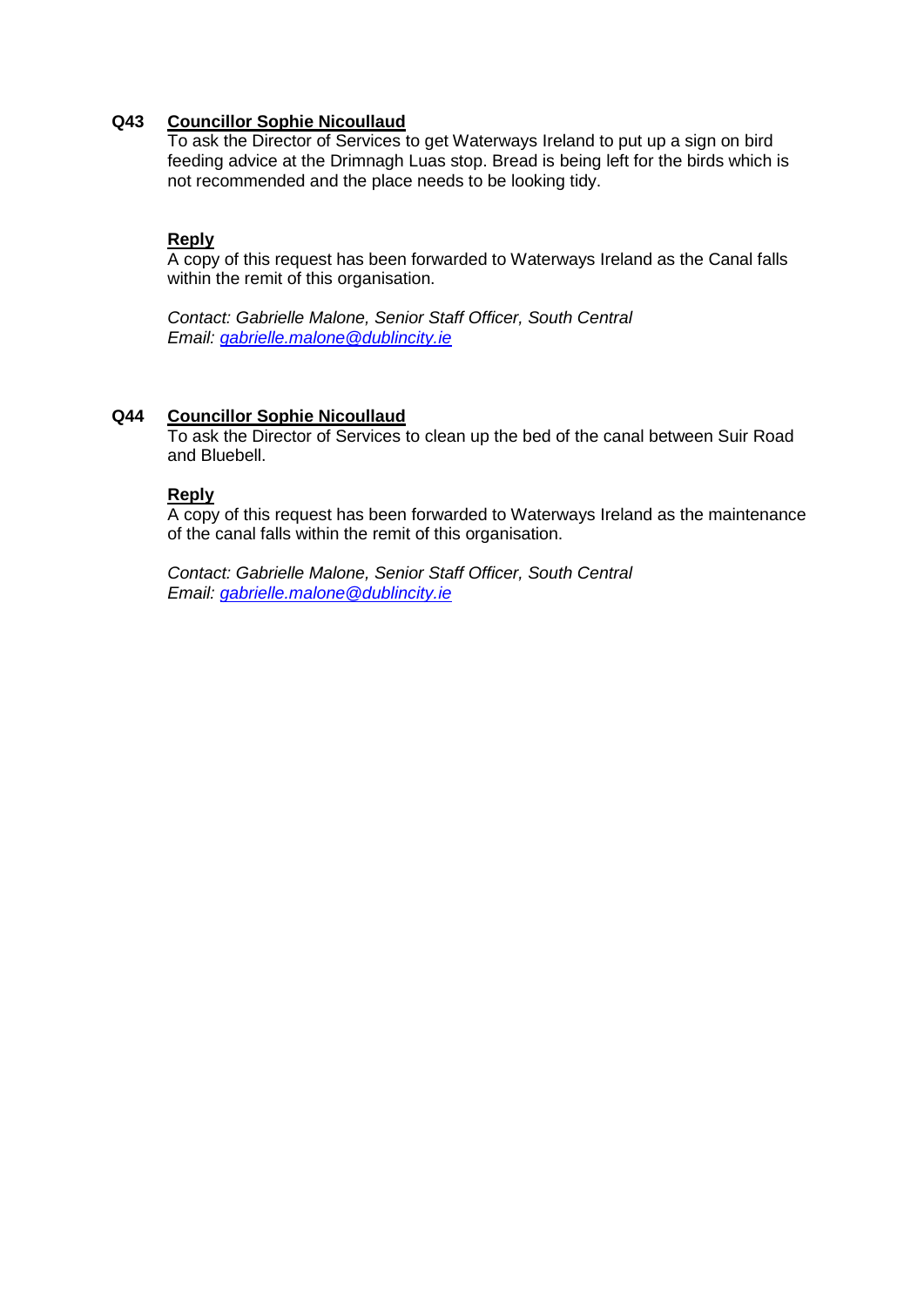**Q43 Councillor Sophie Nicoullaud**

To ask the Director of Services to get Waterways Ireland to put up a sign on bird feeding advice at the Drimnagh Luas stop. Bread is being left for the birds which is not recommended and the place needs to be looking tidy.

**Reply**

A copy of this request has been forwarded to Waterways Ireland as the Canal falls within the remit of this organisation.

*Contact: Gabrielle Malone, Senior Staff Officer, South Central*
*Email: gabrielle.malone@dublincity.ie*

**Q44 Councillor Sophie Nicoullaud**

To ask the Director of Services to clean up the bed of the canal between Suir Road and Bluebell.

**Reply**

A copy of this request has been forwarded to Waterways Ireland as the maintenance of the canal falls within the remit of this organisation.

*Contact: Gabrielle Malone, Senior Staff Officer, South Central*
*Email: gabrielle.malone@dublincity.ie*